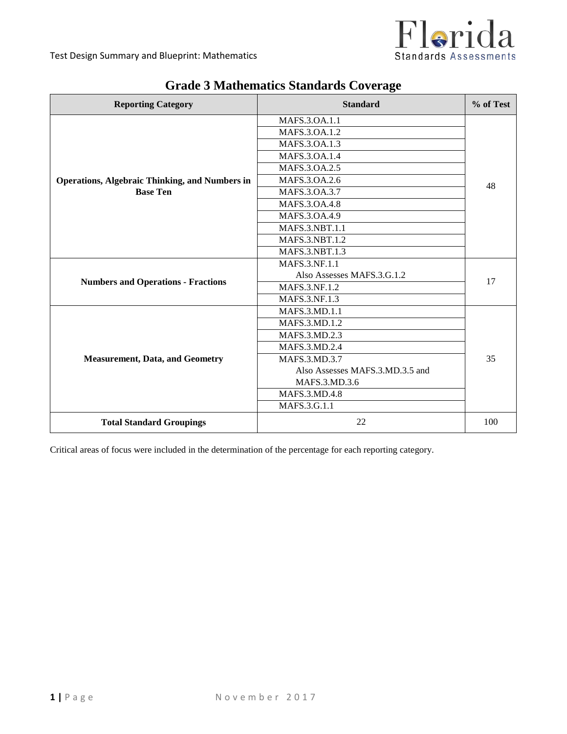# Grade 3 Mathematics Standards Coverage

| Reporting Category | Standard | % of Test |
|---|---|---|
| **Operations, Algebraic Thinking, and Numbers in Base Ten** | MAFS.3.OA.1.1 | 48 |
| | MAFS.3.OA.1.2 | |
| | MAFS.3.OA.1.3 | |
| | MAFS.3.OA.1.4 | |
| | MAFS.3.OA.2.5 | |
| | MAFS.3.OA.2.6 | |
| | MAFS.3.OA.3.7 | |
| | MAFS.3.OA.4.8 | |
| | MAFS.3.OA.4.9 | |
| | MAFS.3.NBT.1.1 | |
| | MAFS.3.NBT.1.2 | |
| | MAFS.3.NBT.1.3 | |
| **Numbers and Operations - Fractions** | MAFS.3.NF.1.1 Also Assesses MAFS.3.G.1.2 | 17 |
| | MAFS.3.NF.1.2 | |
| | MAFS.3.NF.1.3 | |
| **Measurement, Data, and Geometry** | MAFS.3.MD.1.1 | 35 |
| | MAFS.3.MD.1.2 | |
| | MAFS.3.MD.2.3 | |
| | MAFS.3.MD.2.4 | |
| | MAFS.3.MD.3.7 Also Assesses MAFS.3.MD.3.5 and MAFS.3.MD.3.6 | |
| | MAFS.3.MD.4.8 | |
| | MAFS.3.G.1.1 | |
| **Total Standard Groupings** | 22 | 100 |

Critical areas of focus were included in the determination of the percentage for each reporting category.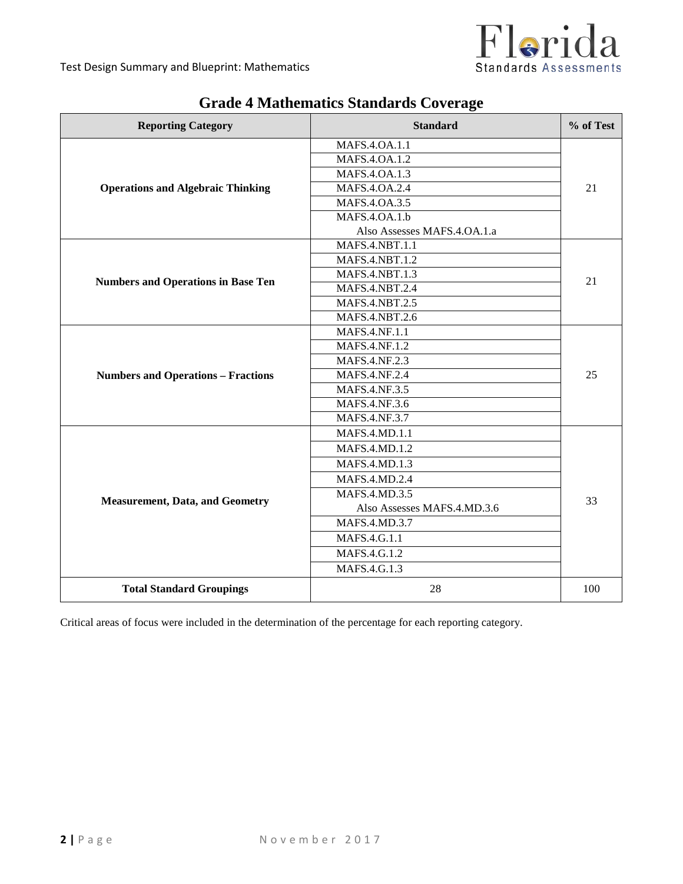## Grade 4 Mathematics Standards Coverage

| Reporting Category | Standard | % of Test |
|---|---|---|
| Operations and Algebraic Thinking | MAFS.4.OA.1.1 | 21 |
| | MAFS.4.OA.1.2 | |
| | MAFS.4.OA.1.3 | |
| | MAFS.4.OA.2.4 | |
| | MAFS.4.OA.3.5 | |
| | MAFS.4.OA.1.b Also Assesses MAFS.4.OA.1.a | |
| Numbers and Operations in Base Ten | MAFS.4.NBT.1.1 | 21 |
| | MAFS.4.NBT.1.2 | |
| | MAFS.4.NBT.1.3 | |
| | MAFS.4.NBT.2.4 | |
| | MAFS.4.NBT.2.5 | |
| | MAFS.4.NBT.2.6 | |
| Numbers and Operations – Fractions | MAFS.4.NF.1.1 | 25 |
| | MAFS.4.NF.1.2 | |
| | MAFS.4.NF.2.3 | |
| | MAFS.4.NF.2.4 | |
| | MAFS.4.NF.3.5 | |
| | MAFS.4.NF.3.6 | |
| | MAFS.4.NF.3.7 | |
| Measurement, Data, and Geometry | MAFS.4.MD.1.1 | 33 |
| | MAFS.4.MD.1.2 | |
| | MAFS.4.MD.1.3 | |
| | MAFS.4.MD.2.4 | |
| | MAFS.4.MD.3.5 Also Assesses MAFS.4.MD.3.6 | |
| | MAFS.4.MD.3.7 | |
| | MAFS.4.G.1.1 | |
| | MAFS.4.G.1.2 | |
| | MAFS.4.G.1.3 | |
| **Total Standard Groupings** | 28 | 100 |

Critical areas of focus were included in the determination of the percentage for each reporting category.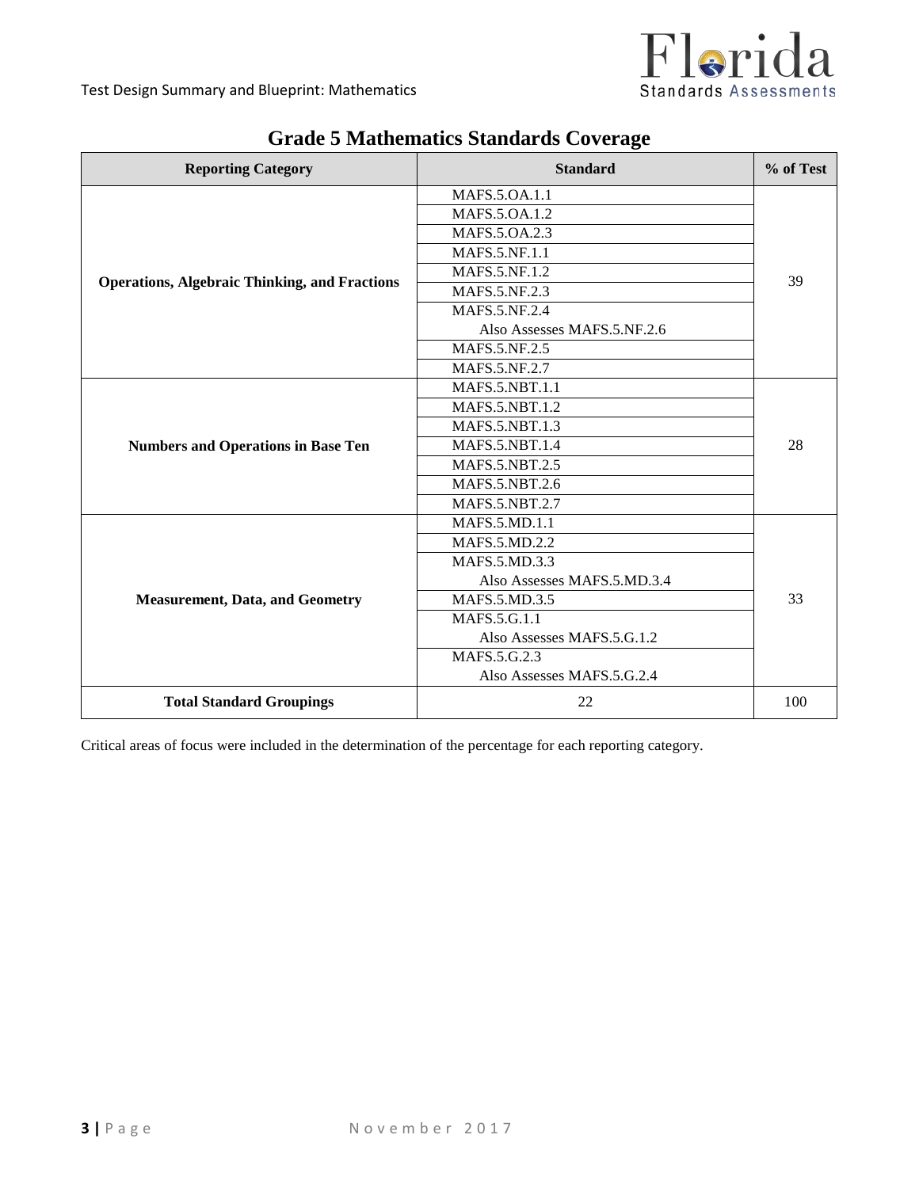## Grade 5 Mathematics Standards Coverage

| Reporting Category | Standard | % of Test |
|---|---|---|
| Operations, Algebraic Thinking, and Fractions | MAFS.5.OA.1.1 | 39 |
| | MAFS.5.OA.1.2 | |
| | MAFS.5.OA.2.3 | |
| | MAFS.5.NF.1.1 | |
| | MAFS.5.NF.1.2 | |
| | MAFS.5.NF.2.3 | |
| | MAFS.5.NF.2.4 Also Assesses MAFS.5.NF.2.6 | |
| | MAFS.5.NF.2.5 | |
| | MAFS.5.NF.2.7 | |
| Numbers and Operations in Base Ten | MAFS.5.NBT.1.1 | 28 |
| | MAFS.5.NBT.1.2 | |
| | MAFS.5.NBT.1.3 | |
| | MAFS.5.NBT.1.4 | |
| | MAFS.5.NBT.2.5 | |
| | MAFS.5.NBT.2.6 | |
| | MAFS.5.NBT.2.7 | |
| Measurement, Data, and Geometry | MAFS.5.MD.1.1 | 33 |
| | MAFS.5.MD.2.2 | |
| | MAFS.5.MD.3.3 Also Assesses MAFS.5.MD.3.4 | |
| | MAFS.5.MD.3.5 | |
| | MAFS.5.G.1.1 Also Assesses MAFS.5.G.1.2 | |
| | MAFS.5.G.2.3 Also Assesses MAFS.5.G.2.4 | |
| **Total Standard Groupings** | 22 | 100 |

Critical areas of focus were included in the determination of the percentage for each reporting category.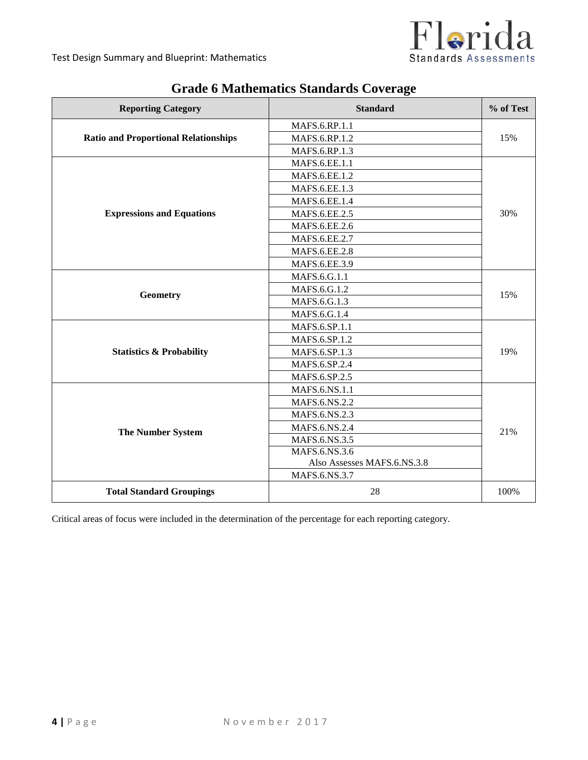## Grade 6 Mathematics Standards Coverage

| Reporting Category | Standard | % of Test |
|---|---|---|
| Ratio and Proportional Relationships | MAFS.6.RP.1.1 | 15% |
| | MAFS.6.RP.1.2 | |
| | MAFS.6.RP.1.3 | |
| Expressions and Equations | MAFS.6.EE.1.1 | 30% |
| | MAFS.6.EE.1.2 | |
| | MAFS.6.EE.1.3 | |
| | MAFS.6.EE.1.4 | |
| | MAFS.6.EE.2.5 | |
| | MAFS.6.EE.2.6 | |
| | MAFS.6.EE.2.7 | |
| | MAFS.6.EE.2.8 | |
| | MAFS.6.EE.3.9 | |
| Geometry | MAFS.6.G.1.1 | 15% |
| | MAFS.6.G.1.2 | |
| | MAFS.6.G.1.3 | |
| | MAFS.6.G.1.4 | |
| Statistics & Probability | MAFS.6.SP.1.1 | 19% |
| | MAFS.6.SP.1.2 | |
| | MAFS.6.SP.1.3 | |
| | MAFS.6.SP.2.4 | |
| | MAFS.6.SP.2.5 | |
| The Number System | MAFS.6.NS.1.1 | 21% |
| | MAFS.6.NS.2.2 | |
| | MAFS.6.NS.2.3 | |
| | MAFS.6.NS.2.4 | |
| | MAFS.6.NS.3.5 | |
| | MAFS.6.NS.3.6 Also Assesses MAFS.6.NS.3.8 | |
| | MAFS.6.NS.3.7 | |
| **Total Standard Groupings** | 28 | 100% |

Critical areas of focus were included in the determination of the percentage for each reporting category.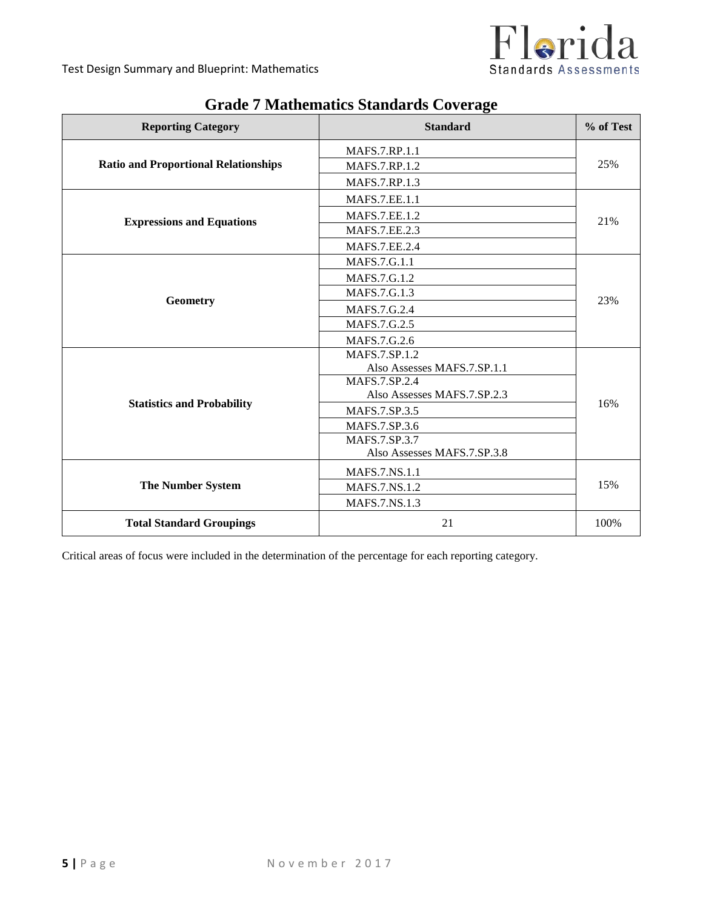## Grade 7 Mathematics Standards Coverage

| Reporting Category | Standard | % of Test |
|---|---|---|
| Ratio and Proportional Relationships | MAFS.7.RP.1.1 | 25% |
| | MAFS.7.RP.1.2 | |
| | MAFS.7.RP.1.3 | |
| Expressions and Equations | MAFS.7.EE.1.1 | 21% |
| | MAFS.7.EE.1.2 | |
| | MAFS.7.EE.2.3 | |
| | MAFS.7.EE.2.4 | |
| Geometry | MAFS.7.G.1.1 | 23% |
| | MAFS.7.G.1.2 | |
| | MAFS.7.G.1.3 | |
| | MAFS.7.G.2.4 | |
| | MAFS.7.G.2.5 | |
| | MAFS.7.G.2.6 | |
| Statistics and Probability | MAFS.7.SP.1.2 Also Assesses MAFS.7.SP.1.1 | 16% |
| | MAFS.7.SP.2.4 Also Assesses MAFS.7.SP.2.3 | |
| | MAFS.7.SP.3.5 | |
| | MAFS.7.SP.3.6 | |
| | MAFS.7.SP.3.7 Also Assesses MAFS.7.SP.3.8 | |
| The Number System | MAFS.7.NS.1.1 | 15% |
| | MAFS.7.NS.1.2 | |
| | MAFS.7.NS.1.3 | |
| **Total Standard Groupings** | 21 | 100% |

Critical areas of focus were included in the determination of the percentage for each reporting category.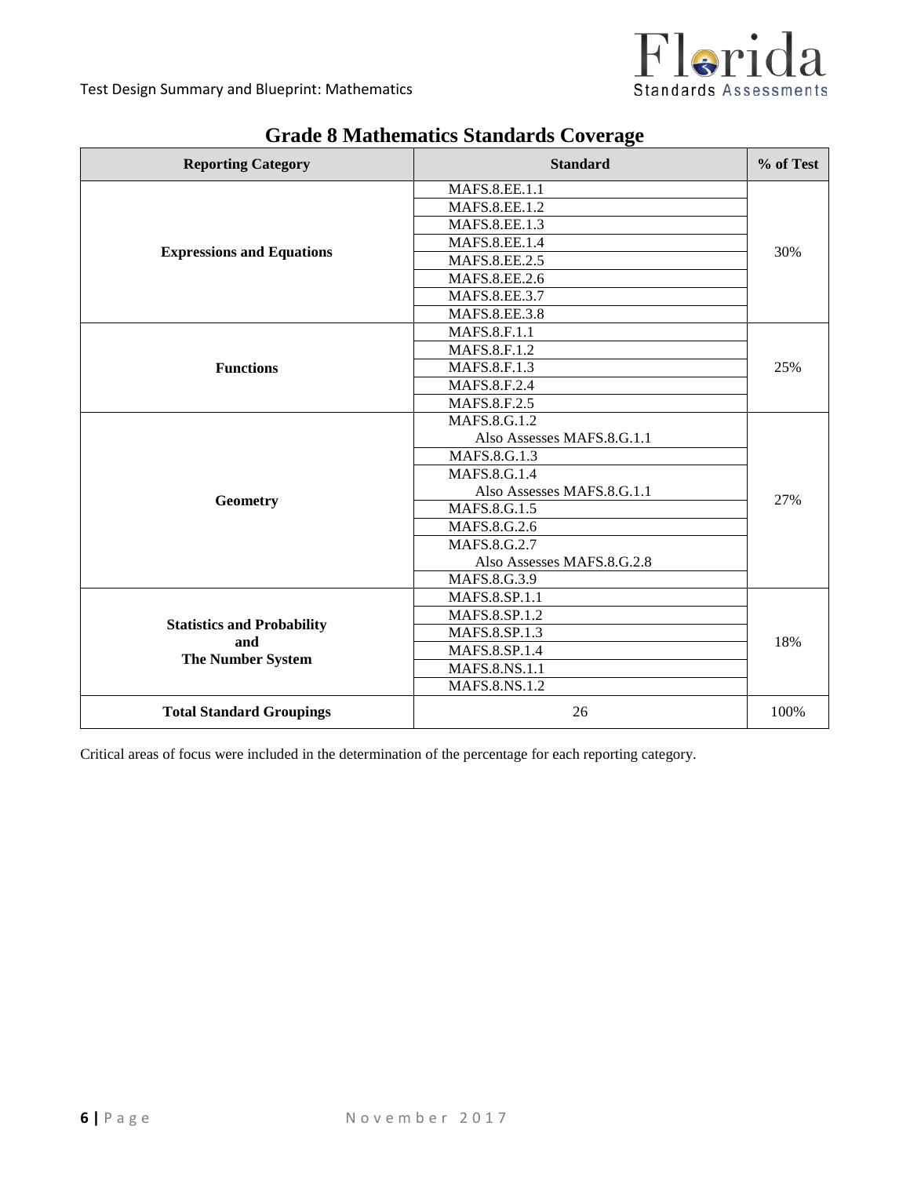## Grade 8 Mathematics Standards Coverage

| Reporting Category | Standard | % of Test |
|---|---|---|
| **Expressions and Equations** | MAFS.8.EE.1.1 | 30% |
| | MAFS.8.EE.1.2 | |
| | MAFS.8.EE.1.3 | |
| | MAFS.8.EE.1.4 | |
| | MAFS.8.EE.2.5 | |
| | MAFS.8.EE.2.6 | |
| | MAFS.8.EE.3.7 | |
| | MAFS.8.EE.3.8 | |
| **Functions** | MAFS.8.F.1.1 | 25% |
| | MAFS.8.F.1.2 | |
| | MAFS.8.F.1.3 | |
| | MAFS.8.F.2.4 | |
| | MAFS.8.F.2.5 | |
| **Geometry** | MAFS.8.G.1.2 Also Assesses MAFS.8.G.1.1 | 27% |
| | MAFS.8.G.1.3 | |
| | MAFS.8.G.1.4 Also Assesses MAFS.8.G.1.1 | |
| | MAFS.8.G.1.5 | |
| | MAFS.8.G.2.6 | |
| | MAFS.8.G.2.7 Also Assesses MAFS.8.G.2.8 | |
| | MAFS.8.G.3.9 | |
| **Statistics and Probability and The Number System** | MAFS.8.SP.1.1 | 18% |
| | MAFS.8.SP.1.2 | |
| | MAFS.8.SP.1.3 | |
| | MAFS.8.SP.1.4 | |
| | MAFS.8.NS.1.1 | |
| | MAFS.8.NS.1.2 | |
| **Total Standard Groupings** | 26 | 100% |

Critical areas of focus were included in the determination of the percentage for each reporting category.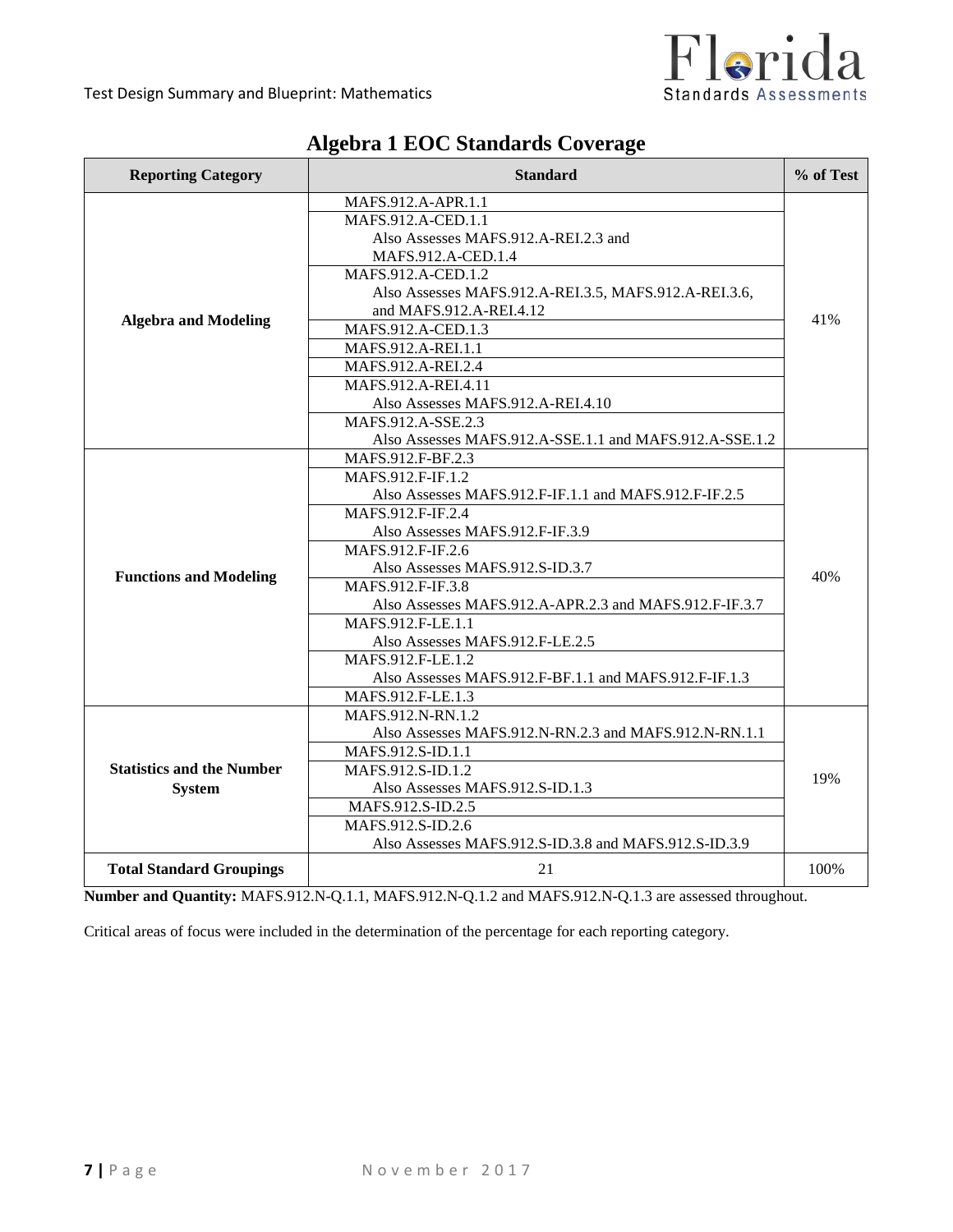## Algebra 1 EOC Standards Coverage

| Reporting Category | Standard | % of Test |
|---|---|---|
| **Algebra and Modeling** | MAFS.912.A-APR.1.1 | 41% |
| | MAFS.912.A-CED.1.1 Also Assesses MAFS.912.A-REI.2.3 and MAFS.912.A-CED.1.4 | |
| | MAFS.912.A-CED.1.2 Also Assesses MAFS.912.A-REI.3.5, MAFS.912.A-REI.3.6, and MAFS.912.A-REI.4.12 | |
| | MAFS.912.A-CED.1.3 | |
| | MAFS.912.A-REI.1.1 | |
| | MAFS.912.A-REI.2.4 | |
| | MAFS.912.A-REI.4.11 Also Assesses MAFS.912.A-REI.4.10 | |
| | MAFS.912.A-SSE.2.3 Also Assesses MAFS.912.A-SSE.1.1 and MAFS.912.A-SSE.1.2 | |
| **Functions and Modeling** | MAFS.912.F-BF.2.3 | 40% |
| | MAFS.912.F-IF.1.2 Also Assesses MAFS.912.F-IF.1.1 and MAFS.912.F-IF.2.5 | |
| | MAFS.912.F-IF.2.4 Also Assesses MAFS.912.F-IF.3.9 | |
| | MAFS.912.F-IF.2.6 Also Assesses MAFS.912.S-ID.3.7 | |
| | MAFS.912.F-IF.3.8 Also Assesses MAFS.912.A-APR.2.3 and MAFS.912.F-IF.3.7 | |
| | MAFS.912.F-LE.1.1 Also Assesses MAFS.912.F-LE.2.5 | |
| | MAFS.912.F-LE.1.2 Also Assesses MAFS.912.F-BF.1.1 and MAFS.912.F-IF.1.3 | |
| | MAFS.912.F-LE.1.3 | |
| **Statistics and the Number System** | MAFS.912.N-RN.1.2 Also Assesses MAFS.912.N-RN.2.3 and MAFS.912.N-RN.1.1 | 19% |
| | MAFS.912.S-ID.1.1 | |
| | MAFS.912.S-ID.1.2 Also Assesses MAFS.912.S-ID.1.3 | |
| | MAFS.912.S-ID.2.5 | |
| | MAFS.912.S-ID.2.6 Also Assesses MAFS.912.S-ID.3.8 and MAFS.912.S-ID.3.9 | |
| **Total Standard Groupings** | 21 | 100% |

**Number and Quantity:** MAFS.912.N-Q.1.1, MAFS.912.N-Q.1.2 and MAFS.912.N-Q.1.3 are assessed throughout.

Critical areas of focus were included in the determination of the percentage for each reporting category.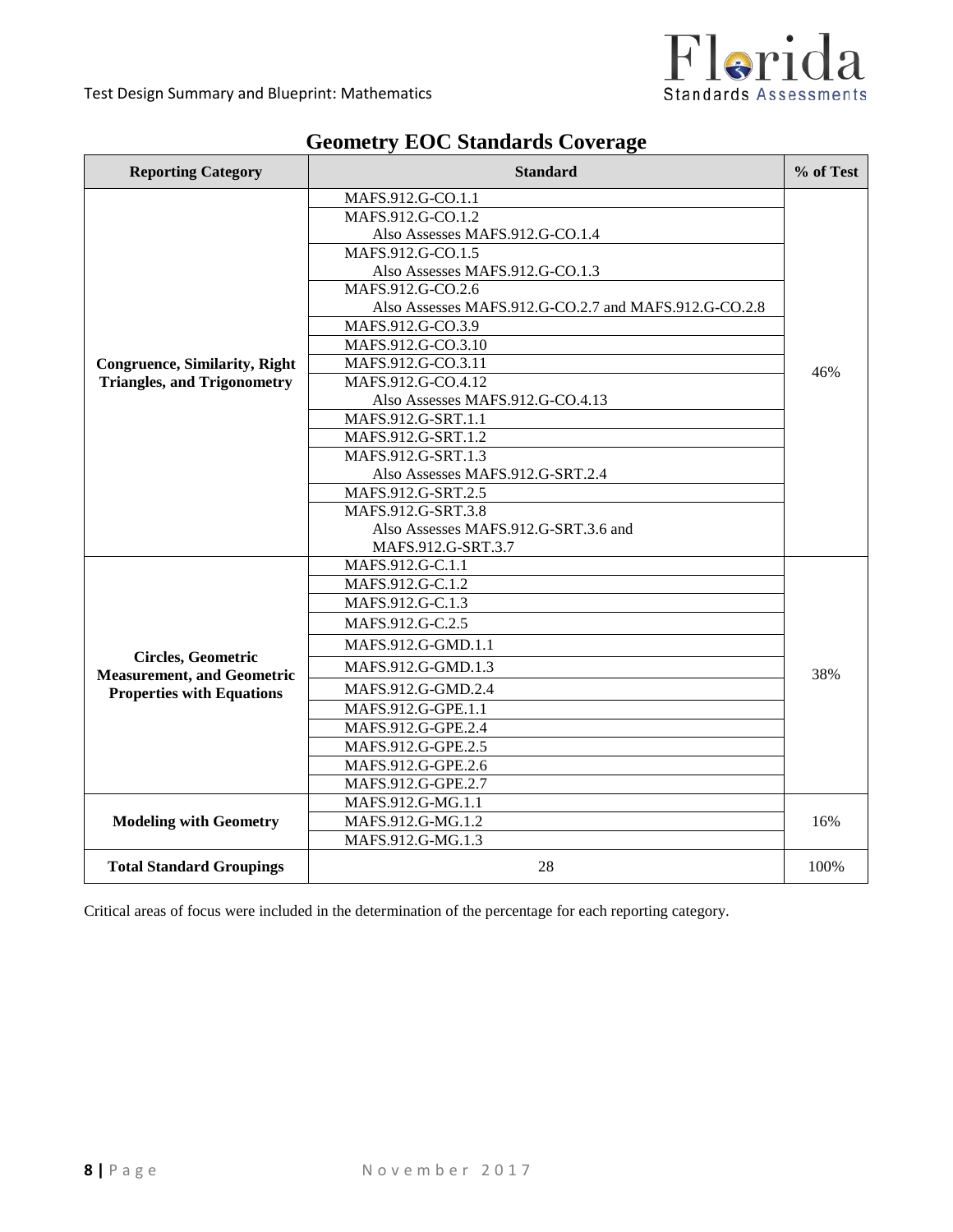## Geometry EOC Standards Coverage

| Reporting Category | Standard | % of Test |
|---|---|---|
| **Congruence, Similarity, Right Triangles, and Trigonometry** | MAFS.912.G-CO.1.1 | 46% |
| | MAFS.912.G-CO.1.2<br>Also Assesses MAFS.912.G-CO.1.4 | |
| | MAFS.912.G-CO.1.5<br>Also Assesses MAFS.912.G-CO.1.3 | |
| | MAFS.912.G-CO.2.6<br>Also Assesses MAFS.912.G-CO.2.7 and MAFS.912.G-CO.2.8 | |
| | MAFS.912.G-CO.3.9 | |
| | MAFS.912.G-CO.3.10 | |
| | MAFS.912.G-CO.3.11 | |
| | MAFS.912.G-CO.4.12<br>Also Assesses MAFS.912.G-CO.4.13 | |
| | MAFS.912.G-SRT.1.1 | |
| | MAFS.912.G-SRT.1.2 | |
| | MAFS.912.G-SRT.1.3<br>Also Assesses MAFS.912.G-SRT.2.4 | |
| | MAFS.912.G-SRT.2.5 | |
| | MAFS.912.G-SRT.3.8<br>Also Assesses MAFS.912.G-SRT.3.6 and MAFS.912.G-SRT.3.7 | |
| **Circles, Geometric Measurement, and Geometric Properties with Equations** | MAFS.912.G-C.1.1 | 38% |
| | MAFS.912.G-C.1.2 | |
| | MAFS.912.G-C.1.3 | |
| | MAFS.912.G-C.2.5 | |
| | MAFS.912.G-GMD.1.1 | |
| | MAFS.912.G-GMD.1.3 | |
| | MAFS.912.G-GMD.2.4 | |
| | MAFS.912.G-GPE.1.1 | |
| | MAFS.912.G-GPE.2.4 | |
| | MAFS.912.G-GPE.2.5 | |
| | MAFS.912.G-GPE.2.6 | |
| | MAFS.912.G-GPE.2.7 | |
| **Modeling with Geometry** | MAFS.912.G-MG.1.1 | 16% |
| | MAFS.912.G-MG.1.2 | |
| | MAFS.912.G-MG.1.3 | |
| **Total Standard Groupings** | 28 | 100% |

Critical areas of focus were included in the determination of the percentage for each reporting category.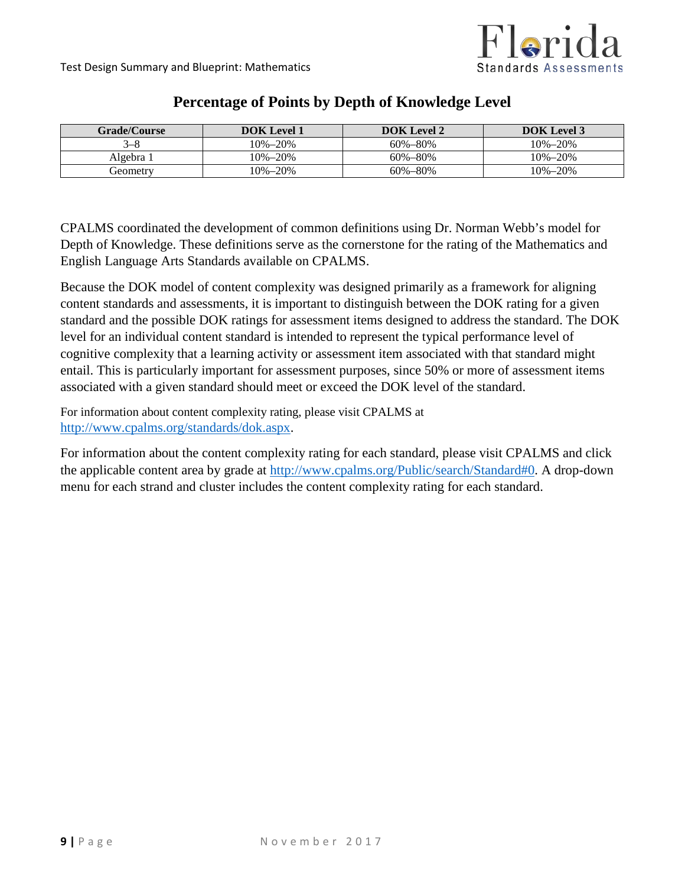## Percentage of Points by Depth of Knowledge Level

| Grade/Course | DOK Level 1 | DOK Level 2 | DOK Level 3 |
|---|---|---|---|
| 3–8 | 10%–20% | 60%–80% | 10%–20% |
| Algebra 1 | 10%–20% | 60%–80% | 10%–20% |
| Geometry | 10%–20% | 60%–80% | 10%–20% |

CPALMS coordinated the development of common definitions using Dr. Norman Webb's model for Depth of Knowledge. These definitions serve as the cornerstone for the rating of the Mathematics and English Language Arts Standards available on CPALMS.

Because the DOK model of content complexity was designed primarily as a framework for aligning content standards and assessments, it is important to distinguish between the DOK rating for a given standard and the possible DOK ratings for assessment items designed to address the standard. The DOK level for an individual content standard is intended to represent the typical performance level of cognitive complexity that a learning activity or assessment item associated with that standard might entail. This is particularly important for assessment purposes, since 50% or more of assessment items associated with a given standard should meet or exceed the DOK level of the standard.

For information about content complexity rating, please visit CPALMS at http://www.cpalms.org/standards/dok.aspx.

For information about the content complexity rating for each standard, please visit CPALMS and click the applicable content area by grade at http://www.cpalms.org/Public/search/Standard#0. A drop-down menu for each strand and cluster includes the content complexity rating for each standard.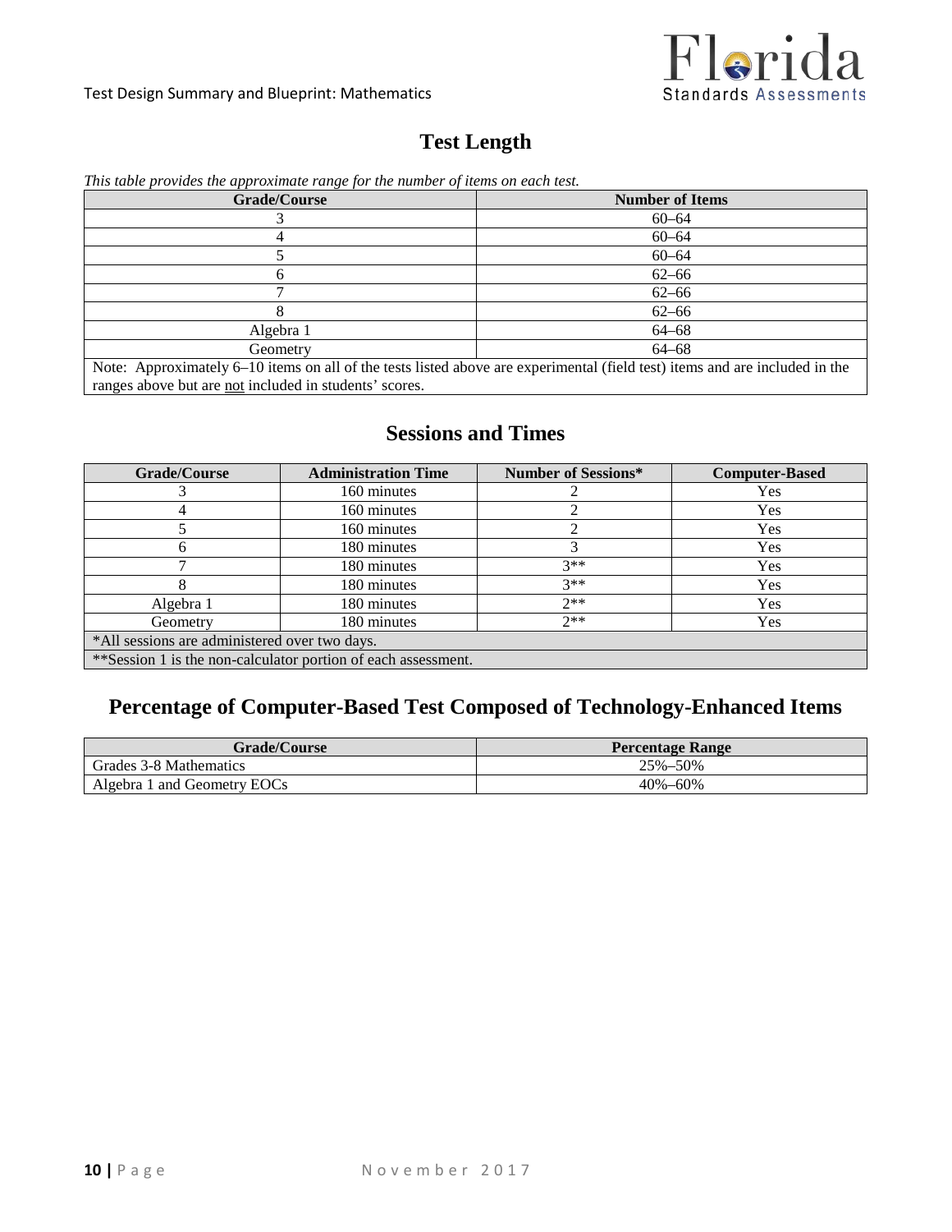## Test Length

*This table provides the approximate range for the number of items on each test.*

| Grade/Course | Number of Items |
|---|---|
| 3 | 60–64 |
| 4 | 60–64 |
| 5 | 60–64 |
| 6 | 62–66 |
| 7 | 62–66 |
| 8 | 62–66 |
| Algebra 1 | 64–68 |
| Geometry | 64–68 |
| Note: Approximately 6–10 items on all of the tests listed above are experimental (field test) items and are included in the ranges above but are not included in students' scores. | |

## Sessions and Times

| Grade/Course | Administration Time | Number of Sessions* | Computer-Based |
|---|---|---|---|
| 3 | 160 minutes | 2 | Yes |
| 4 | 160 minutes | 2 | Yes |
| 5 | 160 minutes | 2 | Yes |
| 6 | 180 minutes | 3 | Yes |
| 7 | 180 minutes | 3** | Yes |
| 8 | 180 minutes | 3** | Yes |
| Algebra 1 | 180 minutes | 2** | Yes |
| Geometry | 180 minutes | 2** | Yes |
| *All sessions are administered over two days. | | | |
| **Session 1 is the non-calculator portion of each assessment. | | | |

## Percentage of Computer-Based Test Composed of Technology-Enhanced Items

| Grade/Course | Percentage Range |
|---|---|
| Grades 3-8 Mathematics | 25%–50% |
| Algebra 1 and Geometry EOCs | 40%–60% |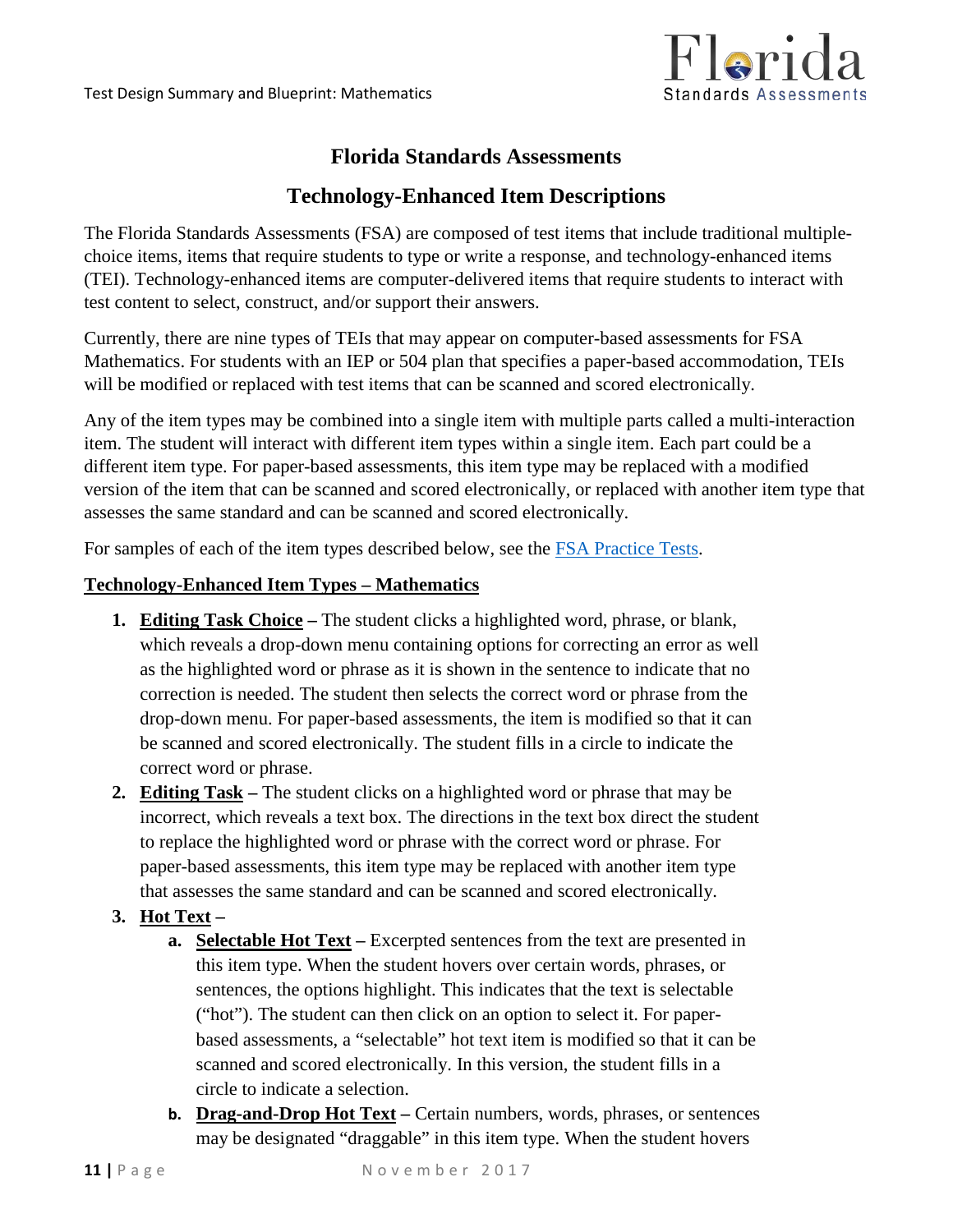# Florida Standards Assessments

## Technology-Enhanced Item Descriptions

The Florida Standards Assessments (FSA) are composed of test items that include traditional multiple-choice items, items that require students to type or write a response, and technology-enhanced items (TEI). Technology-enhanced items are computer-delivered items that require students to interact with test content to select, construct, and/or support their answers.

Currently, there are nine types of TEIs that may appear on computer-based assessments for FSA Mathematics. For students with an IEP or 504 plan that specifies a paper-based accommodation, TEIs will be modified or replaced with test items that can be scanned and scored electronically.

Any of the item types may be combined into a single item with multiple parts called a multi-interaction item. The student will interact with different item types within a single item. Each part could be a different item type. For paper-based assessments, this item type may be replaced with a modified version of the item that can be scanned and scored electronically, or replaced with another item type that assesses the same standard and can be scanned and scored electronically.

For samples of each of the item types described below, see the FSA Practice Tests.

**Technology-Enhanced Item Types – Mathematics**

1. **Editing Task Choice –** The student clicks a highlighted word, phrase, or blank, which reveals a drop-down menu containing options for correcting an error as well as the highlighted word or phrase as it is shown in the sentence to indicate that no correction is needed. The student then selects the correct word or phrase from the drop-down menu. For paper-based assessments, the item is modified so that it can be scanned and scored electronically. The student fills in a circle to indicate the correct word or phrase.
2. **Editing Task –** The student clicks on a highlighted word or phrase that may be incorrect, which reveals a text box. The directions in the text box direct the student to replace the highlighted word or phrase with the correct word or phrase. For paper-based assessments, this item type may be replaced with another item type that assesses the same standard and can be scanned and scored electronically.
3. **Hot Text –**
   a. **Selectable Hot Text –** Excerpted sentences from the text are presented in this item type. When the student hovers over certain words, phrases, or sentences, the options highlight. This indicates that the text is selectable ("hot"). The student can then click on an option to select it. For paper-based assessments, a "selectable" hot text item is modified so that it can be scanned and scored electronically. In this version, the student fills in a circle to indicate a selection.
   b. **Drag-and-Drop Hot Text –** Certain numbers, words, phrases, or sentences may be designated "draggable" in this item type. When the student hovers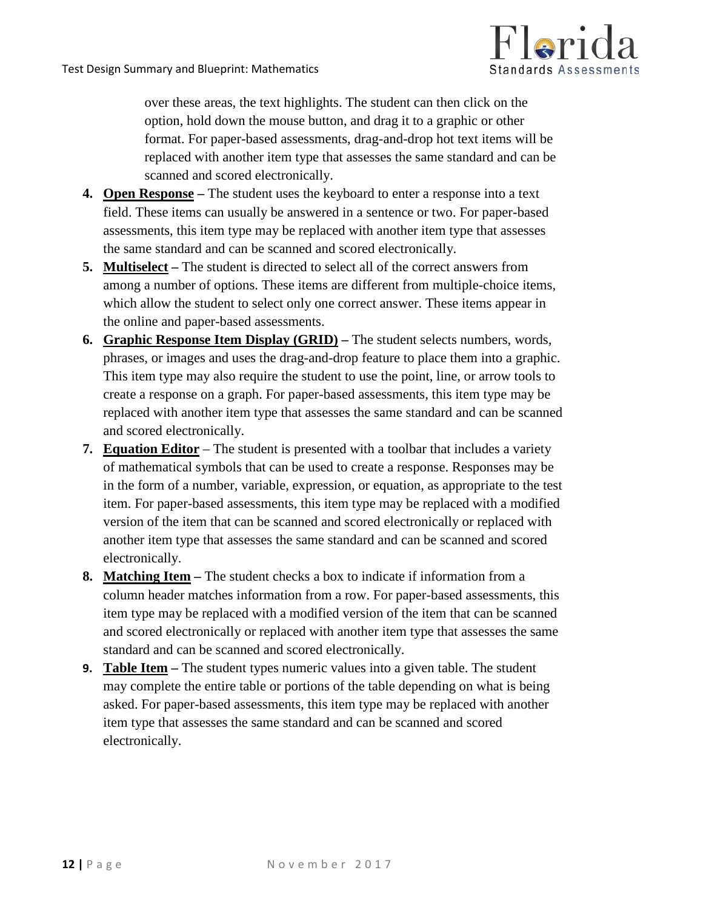over these areas, the text highlights. The student can then click on the option, hold down the mouse button, and drag it to a graphic or other format. For paper-based assessments, drag-and-drop hot text items will be replaced with another item type that assesses the same standard and can be scanned and scored electronically.

4. **Open Response** – The student uses the keyboard to enter a response into a text field. These items can usually be answered in a sentence or two. For paper-based assessments, this item type may be replaced with another item type that assesses the same standard and can be scanned and scored electronically.
5. **Multiselect** – The student is directed to select all of the correct answers from among a number of options. These items are different from multiple-choice items, which allow the student to select only one correct answer. These items appear in the online and paper-based assessments.
6. **Graphic Response Item Display (GRID)** – The student selects numbers, words, phrases, or images and uses the drag-and-drop feature to place them into a graphic. This item type may also require the student to use the point, line, or arrow tools to create a response on a graph. For paper-based assessments, this item type may be replaced with another item type that assesses the same standard and can be scanned and scored electronically.
7. **Equation Editor** – The student is presented with a toolbar that includes a variety of mathematical symbols that can be used to create a response. Responses may be in the form of a number, variable, expression, or equation, as appropriate to the test item. For paper-based assessments, this item type may be replaced with a modified version of the item that can be scanned and scored electronically or replaced with another item type that assesses the same standard and can be scanned and scored electronically.
8. **Matching Item** – The student checks a box to indicate if information from a column header matches information from a row. For paper-based assessments, this item type may be replaced with a modified version of the item that can be scanned and scored electronically or replaced with another item type that assesses the same standard and can be scanned and scored electronically.
9. **Table Item** – The student types numeric values into a given table. The student may complete the entire table or portions of the table depending on what is being asked. For paper-based assessments, this item type may be replaced with another item type that assesses the same standard and can be scanned and scored electronically.